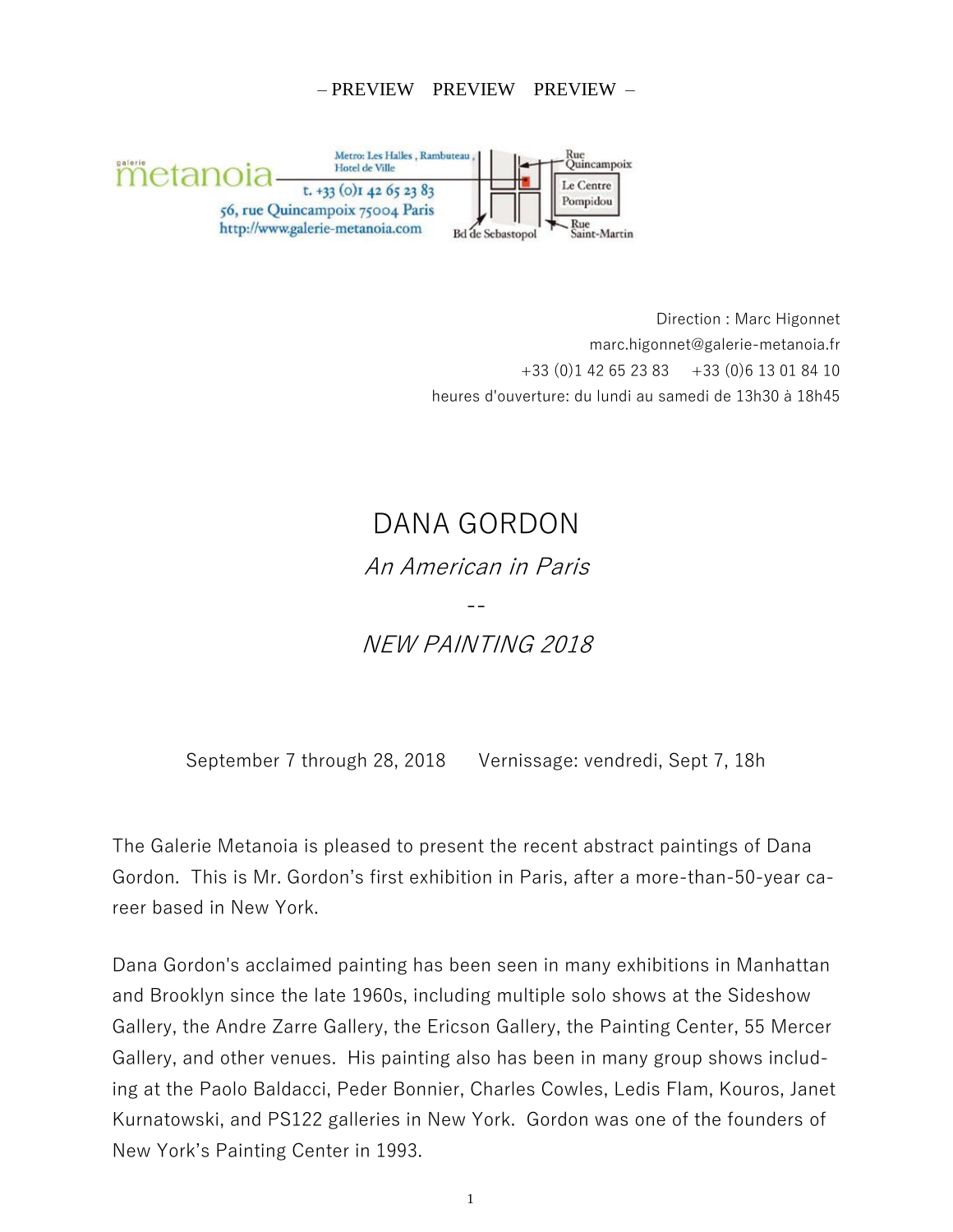– PREVIEW PREVIEW PREVIEW –

galerie metanoia

Metro: Les Halles , Rambuteau , Hotel de Ville

t. +33 (0)1 42 65 23 83

56, rue Quincampoix 75004 Paris

http://www.galerie-metanoia.com

Rue Quincampoix

Le Centre Pompidou

Bd de Sebastopol

Rue Saint-Martin

Direction : Marc Higonnet
marc.higonnet@galerie-metanoia.fr
+33 (0)1 42 65 23 83 +33 (0)6 13 01 84 10
heures d'ouverture: du lundi au samedi de 13h30 à 18h45

# DANA GORDON

*An American in Paris*

--

*NEW PAINTING 2018*

September 7 through 28, 2018 Vernissage: vendredi, Sept 7, 18h

The Galerie Metanoia is pleased to present the recent abstract paintings of Dana Gordon. This is Mr. Gordon's first exhibition in Paris, after a more-than-50-year career based in New York.

Dana Gordon's acclaimed painting has been seen in many exhibitions in Manhattan and Brooklyn since the late 1960s, including multiple solo shows at the Sideshow Gallery, the Andre Zarre Gallery, the Ericson Gallery, the Painting Center, 55 Mercer Gallery, and other venues. His painting also has been in many group shows including at the Paolo Baldacci, Peder Bonnier, Charles Cowles, Ledis Flam, Kouros, Janet Kurnatowski, and PS122 galleries in New York. Gordon was one of the founders of New York's Painting Center in 1993.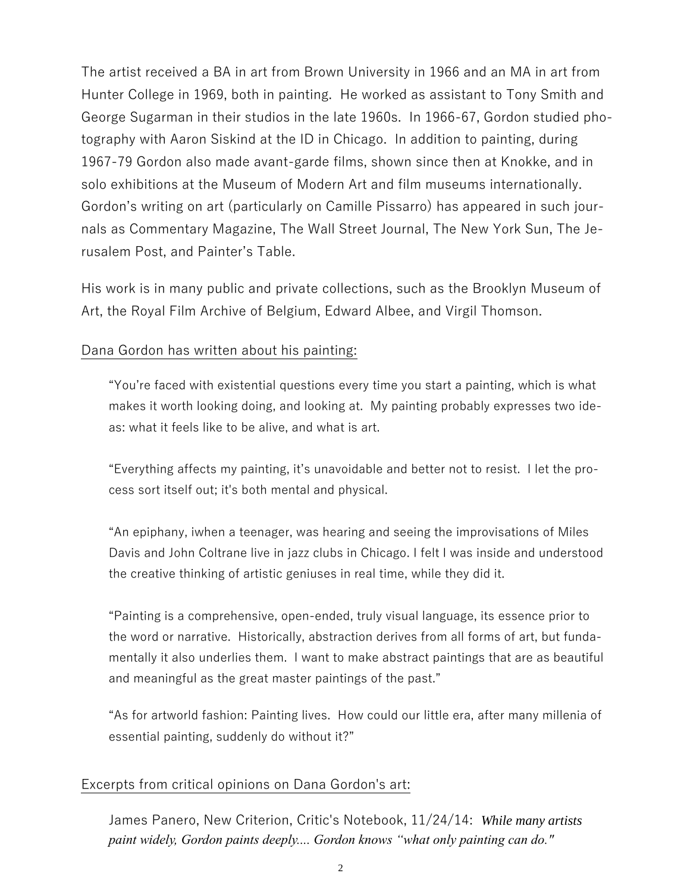The artist received a BA in art from Brown University in 1966 and an MA in art from Hunter College in 1969, both in painting. He worked as assistant to Tony Smith and George Sugarman in their studios in the late 1960s. In 1966-67, Gordon studied photography with Aaron Siskind at the ID in Chicago. In addition to painting, during 1967-79 Gordon also made avant-garde films, shown since then at Knokke, and in solo exhibitions at the Museum of Modern Art and film museums internationally. Gordon's writing on art (particularly on Camille Pissarro) has appeared in such journals as Commentary Magazine, The Wall Street Journal, The New York Sun, The Jerusalem Post, and Painter's Table.

His work is in many public and private collections, such as the Brooklyn Museum of Art, the Royal Film Archive of Belgium, Edward Albee, and Virgil Thomson.

Dana Gordon has written about his painting:

> "You're faced with existential questions every time you start a painting, which is what makes it worth looking doing, and looking at. My painting probably expresses two ideas: what it feels like to be alive, and what is art.
>
> "Everything affects my painting, it's unavoidable and better not to resist. I let the process sort itself out; it's both mental and physical.
>
> "An epiphany, iwhen a teenager, was hearing and seeing the improvisations of Miles Davis and John Coltrane live in jazz clubs in Chicago. I felt I was inside and understood the creative thinking of artistic geniuses in real time, while they did it.
>
> "Painting is a comprehensive, open-ended, truly visual language, its essence prior to the word or narrative. Historically, abstraction derives from all forms of art, but fundamentally it also underlies them. I want to make abstract paintings that are as beautiful and meaningful as the great master paintings of the past."
>
> "As for artworld fashion: Painting lives. How could our little era, after many millenia of essential painting, suddenly do without it?"

Excerpts from critical opinions on Dana Gordon's art:

> James Panero, New Criterion, Critic's Notebook, 11/24/14: *While many artists paint widely, Gordon paints deeply.... Gordon knows "what only painting can do."*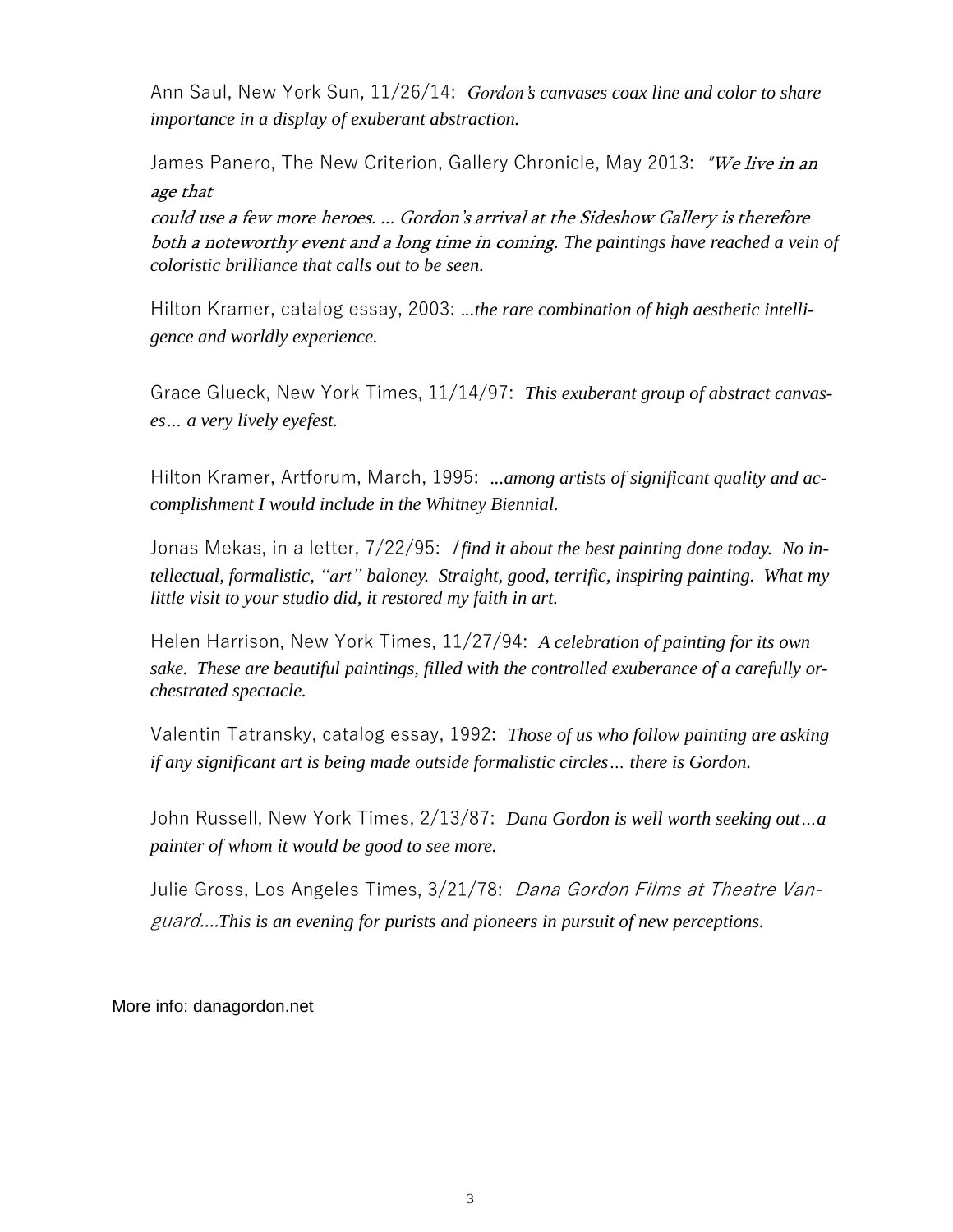Ann Saul, New York Sun, 11/26/14: *Gordon's canvases coax line and color to share importance in a display of exuberant abstraction.*

James Panero, The New Criterion, Gallery Chronicle, May 2013: *"We live in an age that could use a few more heroes. ... Gordon's arrival at the Sideshow Gallery is therefore both a noteworthy event and a long time in coming. The paintings have reached a vein of coloristic brilliance that calls out to be seen.*

Hilton Kramer, catalog essay, 2003: *...the rare combination of high aesthetic intelligence and worldly experience.*

Grace Glueck, New York Times, 11/14/97: *This exuberant group of abstract canvases… a very lively eyefest.*

Hilton Kramer, Artforum, March, 1995: *...among artists of significant quality and accomplishment I would include in the Whitney Biennial.*

Jonas Mekas, in a letter, 7/22/95: *I find it about the best painting done today. No intellectual, formalistic, "art" baloney. Straight, good, terrific, inspiring painting. What my little visit to your studio did, it restored my faith in art.*

Helen Harrison, New York Times, 11/27/94: *A celebration of painting for its own sake. These are beautiful paintings, filled with the controlled exuberance of a carefully orchestrated spectacle.*

Valentin Tatransky, catalog essay, 1992: *Those of us who follow painting are asking if any significant art is being made outside formalistic circles… there is Gordon.*

John Russell, New York Times, 2/13/87: *Dana Gordon is well worth seeking out…a painter of whom it would be good to see more.*

Julie Gross, Los Angeles Times, 3/21/78: *Dana Gordon Films at Theatre Vanguard....This is an evening for purists and pioneers in pursuit of new perceptions.*

More info: danagordon.net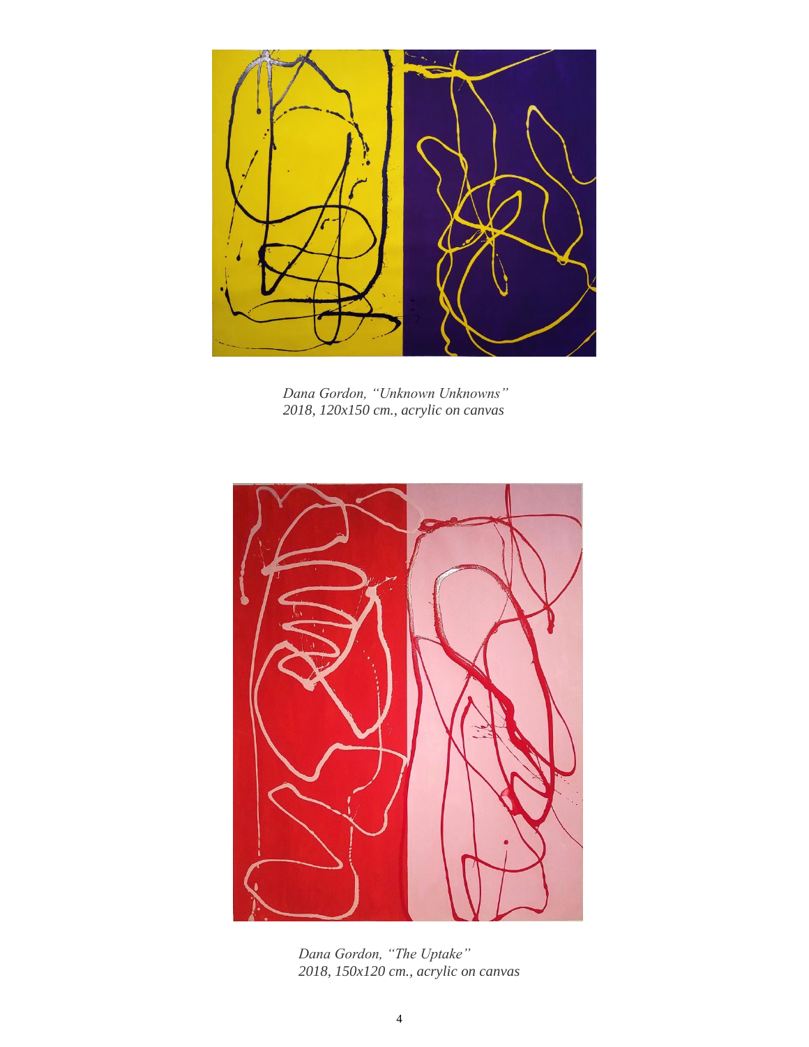*Dana Gordon, "Unknown Unknowns"*
*2018, 120x150 cm., acrylic on canvas*

*Dana Gordon, "The Uptake"*
*2018, 150x120 cm., acrylic on canvas*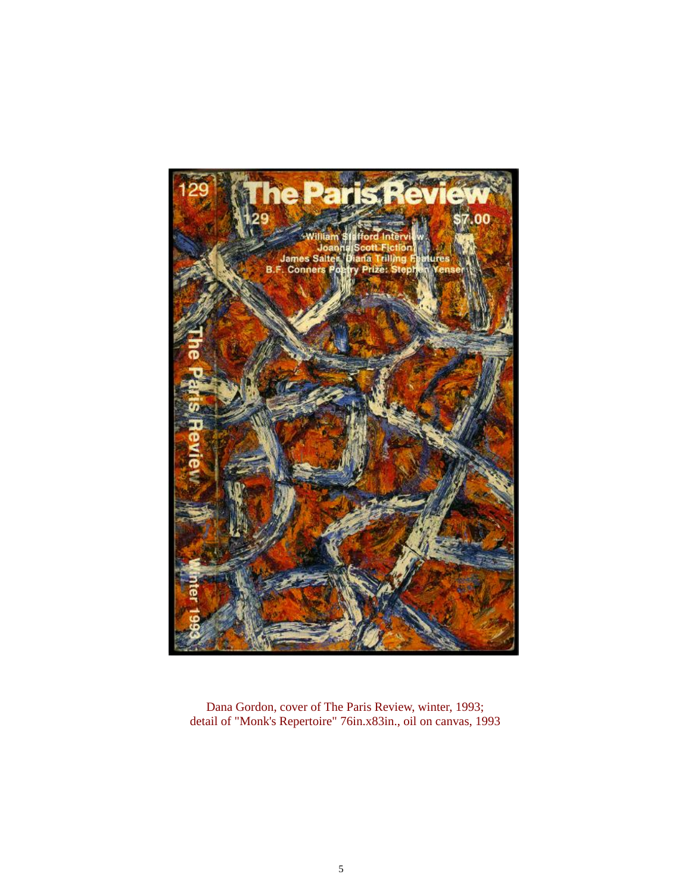Dana Gordon, cover of The Paris Review, winter, 1993;
detail of "Monk's Repertoire" 76in.x83in., oil on canvas, 1993